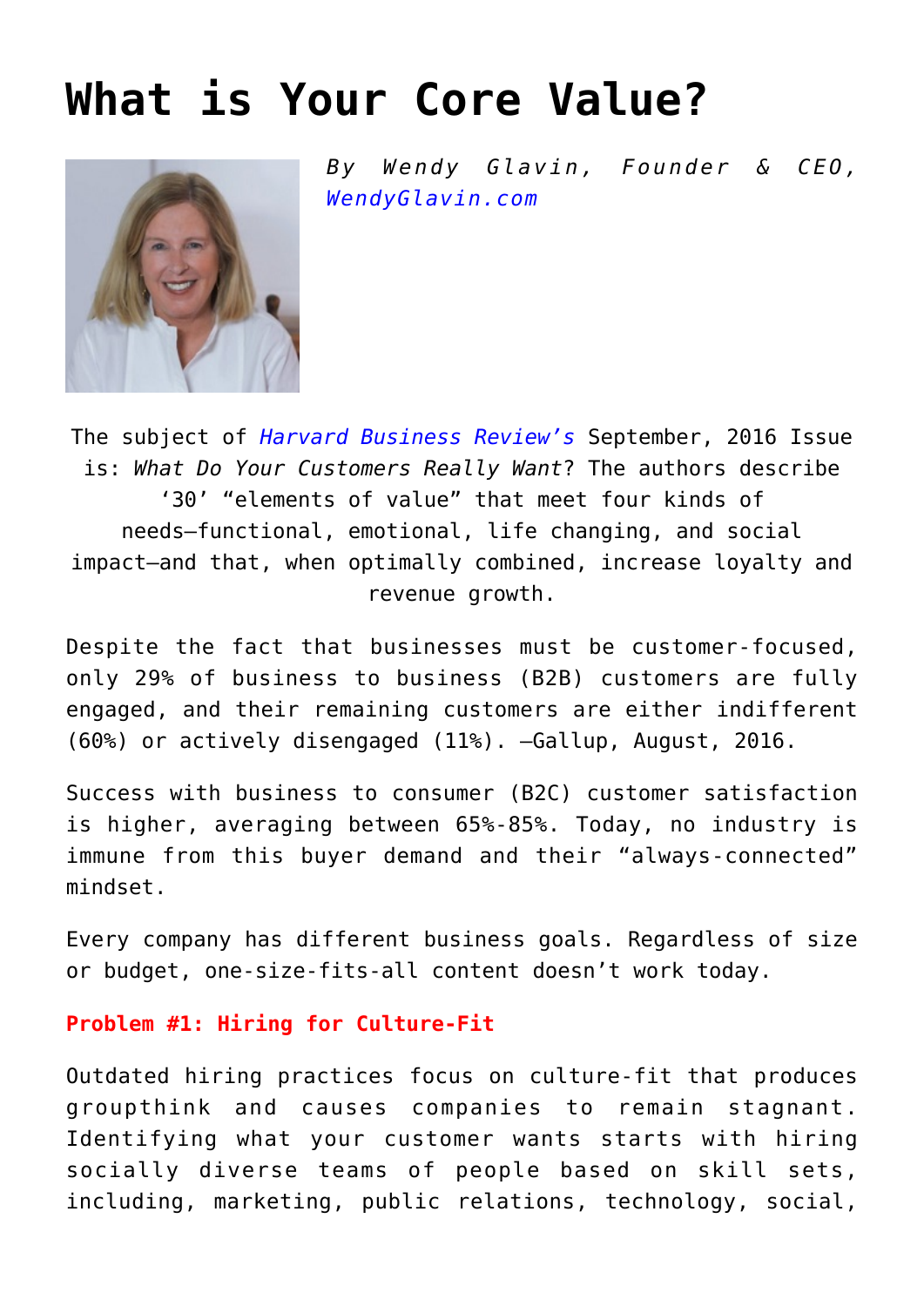# What is Your Core Value?

*By Wendy Glavin, Founder & CEO, WendyGlavin.com*

The subject of *Harvard Business Review's* September, 2016 Issue is: *What Do Your Customers Really Want*? The authors describe '30' "elements of value" that meet four kinds of needs—functional, emotional, life changing, and social impact—and that, when optimally combined, increase loyalty and revenue growth.

Despite the fact that businesses must be customer-focused, only 29% of business to business (B2B) customers are fully engaged, and their remaining customers are either indifferent (60%) or actively disengaged (11%). —Gallup, August, 2016.

Success with business to consumer (B2C) customer satisfaction is higher, averaging between 65%-85%. Today, no industry is immune from this buyer demand and their "always-connected" mindset.

Every company has different business goals. Regardless of size or budget, one-size-fits-all content doesn't work today.

**Problem #1: Hiring for Culture-Fit**

Outdated hiring practices focus on culture-fit that produces groupthink and causes companies to remain stagnant. Identifying what your customer wants starts with hiring socially diverse teams of people based on skill sets, including, marketing, public relations, technology, social,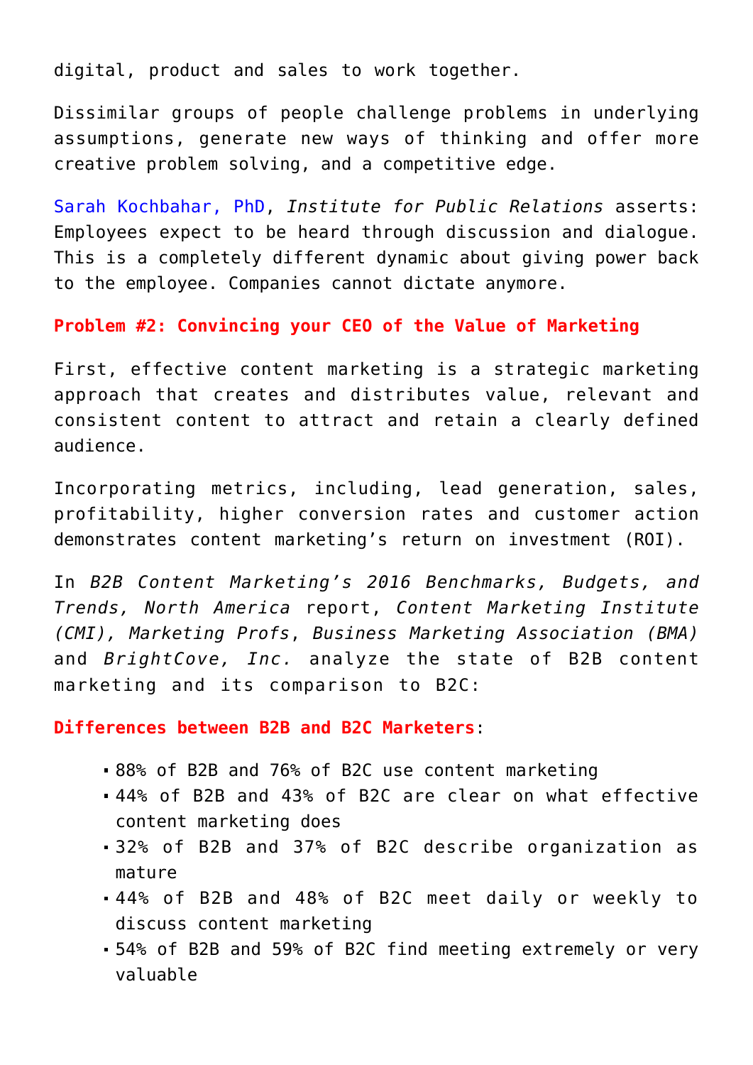digital, product and sales to work together.

Dissimilar groups of people challenge problems in underlying assumptions, generate new ways of thinking and offer more creative problem solving, and a competitive edge.

Sarah Kochbahar, PhD, *Institute for Public Relations* asserts: Employees expect to be heard through discussion and dialogue. This is a completely different dynamic about giving power back to the employee. Companies cannot dictate anymore.

**Problem #2: Convincing your CEO of the Value of Marketing**

First, effective content marketing is a strategic marketing approach that creates and distributes value, relevant and consistent content to attract and retain a clearly defined audience.

Incorporating metrics, including, lead generation, sales, profitability, higher conversion rates and customer action demonstrates content marketing's return on investment (ROI).

In *B2B Content Marketing's 2016 Benchmarks, Budgets, and Trends, North America* report, *Content Marketing Institute (CMI), Marketing Profs*, *Business Marketing Association (BMA)* and *BrightCove, Inc.* analyze the state of B2B content marketing and its comparison to B2C:

**Differences between B2B and B2C Marketers**:

- 88% of B2B and 76% of B2C use content marketing
- 44% of B2B and 43% of B2C are clear on what effective content marketing does
- 32% of B2B and 37% of B2C describe organization as mature
- 44% of B2B and 48% of B2C meet daily or weekly to discuss content marketing
- 54% of B2B and 59% of B2C find meeting extremely or very valuable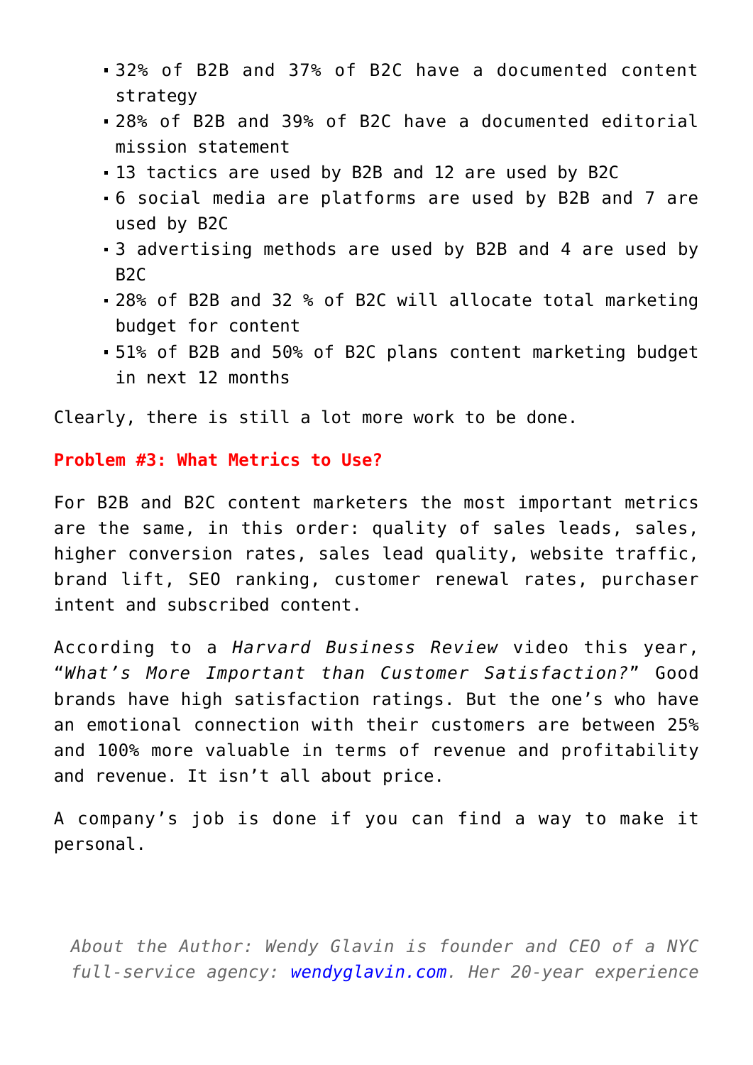- 32% of B2B and 37% of B2C have a documented content strategy
- 28% of B2B and 39% of B2C have a documented editorial mission statement
- 13 tactics are used by B2B and 12 are used by B2C
- 6 social media are platforms are used by B2B and 7 are used by B2C
- 3 advertising methods are used by B2B and 4 are used by B2C
- 28% of B2B and 32 % of B2C will allocate total marketing budget for content
- 51% of B2B and 50% of B2C plans content marketing budget in next 12 months

Clearly, there is still a lot more work to be done.

**Problem #3: What Metrics to Use?**

For B2B and B2C content marketers the most important metrics are the same, in this order: quality of sales leads, sales, higher conversion rates, sales lead quality, website traffic, brand lift, SEO ranking, customer renewal rates, purchaser intent and subscribed content.

According to a *Harvard Business Review* video this year, "*What's More Important than Customer Satisfaction?*" Good brands have high satisfaction ratings. But the one's who have an emotional connection with their customers are between 25% and 100% more valuable in terms of revenue and profitability and revenue. It isn't all about price.

A company's job is done if you can find a way to make it personal.

*About the Author: Wendy Glavin is founder and CEO of a NYC full-service agency: [wendyglavin.com](wendyglavin.com). Her 20-year experience*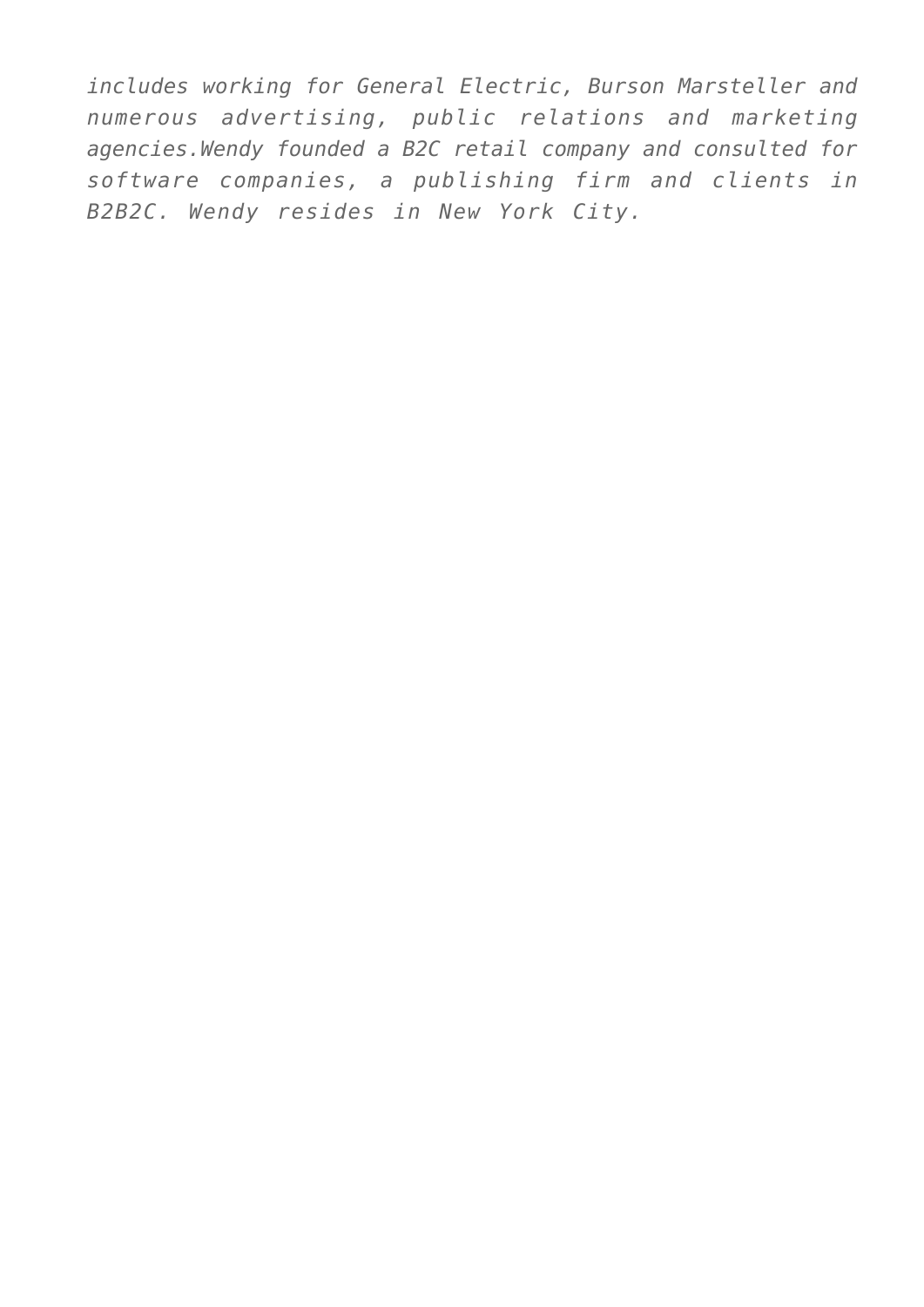*includes working for General Electric, Burson Marsteller and numerous advertising, public relations and marketing agencies.Wendy founded a B2C retail company and consulted for software companies, a publishing firm and clients in B2B2C. Wendy resides in New York City.*